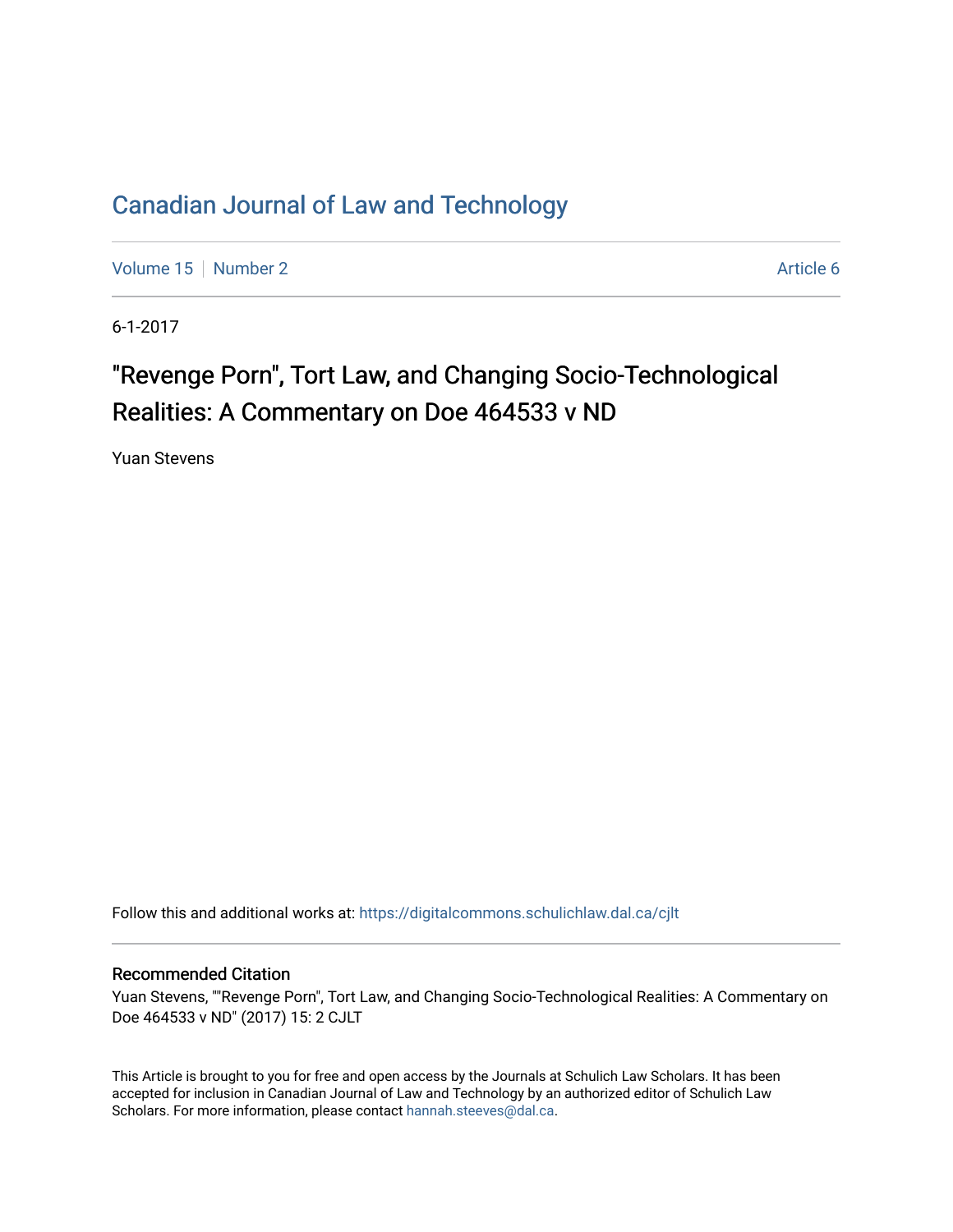# Canadian Journal of Law and Technology

Volume 15 | Number 2 | Article 6

6-1-2017

## "Revenge Porn", Tort Law, and Changing Socio-Technological Realities: A Commentary on Doe 464533 v ND

Yuan Stevens

Follow this and additional works at: https://digitalcommons.schulichlaw.dal.ca/cjlt

### Recommended Citation

Yuan Stevens, ""Revenge Porn", Tort Law, and Changing Socio-Technological Realities: A Commentary on Doe 464533 v ND" (2017) 15: 2 CJLT

This Article is brought to you for free and open access by the Journals at Schulich Law Scholars. It has been accepted for inclusion in Canadian Journal of Law and Technology by an authorized editor of Schulich Law Scholars. For more information, please contact hannah.steeves@dal.ca.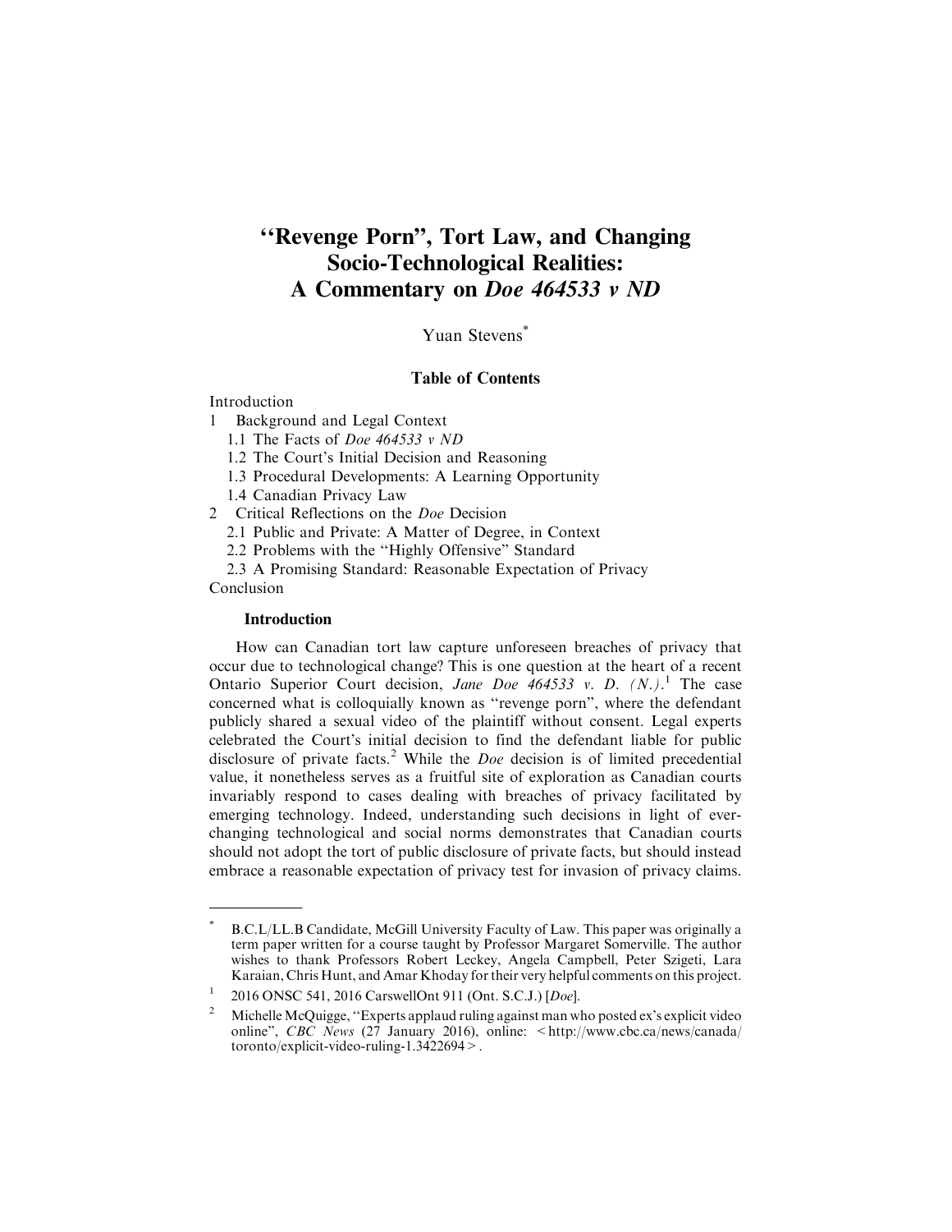# "Revenge Porn", Tort Law, and Changing Socio-Technological Realities: A Commentary on *Doe 464533 v ND*

Yuan Stevens*

### Table of Contents

Introduction

1 Background and Legal Context
   - 1.1 The Facts of *Doe 464533 v ND*
   - 1.2 The Court's Initial Decision and Reasoning
   - 1.3 Procedural Developments: A Learning Opportunity
   - 1.4 Canadian Privacy Law

2 Critical Reflections on the *Doe* Decision
   - 2.1 Public and Private: A Matter of Degree, in Context
   - 2.2 Problems with the "Highly Offensive" Standard
   - 2.3 A Promising Standard: Reasonable Expectation of Privacy

Conclusion

## Introduction

How can Canadian tort law capture unforeseen breaches of privacy that occur due to technological change? This is one question at the heart of a recent Ontario Superior Court decision, *Jane Doe 464533 v. D. (N.)*.[1] The case concerned what is colloquially known as "revenge porn", where the defendant publicly shared a sexual video of the plaintiff without consent. Legal experts celebrated the Court's initial decision to find the defendant liable for public disclosure of private facts.[2] While the *Doe* decision is of limited precedential value, it nonetheless serves as a fruitful site of exploration as Canadian courts invariably respond to cases dealing with breaches of privacy facilitated by emerging technology. Indeed, understanding such decisions in light of ever-changing technological and social norms demonstrates that Canadian courts should not adopt the tort of public disclosure of private facts, but should instead embrace a reasonable expectation of privacy test for invasion of privacy claims.

---

\* B.C.L/LL.B Candidate, McGill University Faculty of Law. This paper was originally a term paper written for a course taught by Professor Margaret Somerville. The author wishes to thank Professors Robert Leckey, Angela Campbell, Peter Szigeti, Lara Karaian, Chris Hunt, and Amar Khoday for their very helpful comments on this project.

[1] 2016 ONSC 541, 2016 CarswellOnt 911 (Ont. S.C.J.) [*Doe*].

[2] Michelle McQuigge, "Experts applaud ruling against man who posted ex's explicit video online", *CBC News* (27 January 2016), online: <http://www.cbc.ca/news/canada/toronto/explicit-video-ruling-1.3422694>.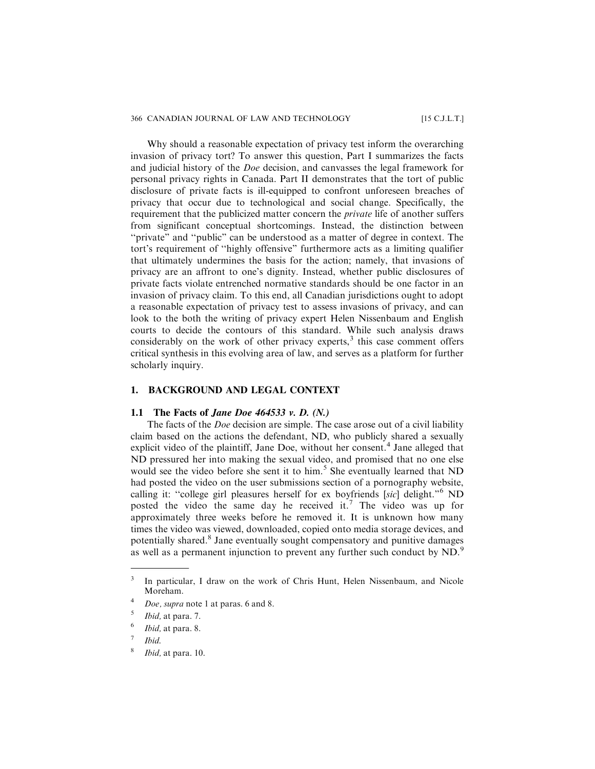Why should a reasonable expectation of privacy test inform the overarching invasion of privacy tort? To answer this question, Part I summarizes the facts and judicial history of the *Doe* decision, and canvasses the legal framework for personal privacy rights in Canada. Part II demonstrates that the tort of public disclosure of private facts is ill-equipped to confront unforeseen breaches of privacy that occur due to technological and social change. Specifically, the requirement that the publicized matter concern the *private* life of another suffers from significant conceptual shortcomings. Instead, the distinction between "private" and "public" can be understood as a matter of degree in context. The tort's requirement of "highly offensive" furthermore acts as a limiting qualifier that ultimately undermines the basis for the action; namely, that invasions of privacy are an affront to one's dignity. Instead, whether public disclosures of private facts violate entrenched normative standards should be one factor in an invasion of privacy claim. To this end, all Canadian jurisdictions ought to adopt a reasonable expectation of privacy test to assess invasions of privacy, and can look to the both the writing of privacy expert Helen Nissenbaum and English courts to decide the contours of this standard. While such analysis draws considerably on the work of other privacy experts,[3] this case comment offers critical synthesis in this evolving area of law, and serves as a platform for further scholarly inquiry.

## 1. BACKGROUND AND LEGAL CONTEXT

### 1.1 The Facts of *Jane Doe 464533 v. D. (N.)*

The facts of the *Doe* decision are simple. The case arose out of a civil liability claim based on the actions the defendant, ND, who publicly shared a sexually explicit video of the plaintiff, Jane Doe, without her consent.[4] Jane alleged that ND pressured her into making the sexual video, and promised that no one else would see the video before she sent it to him.[5] She eventually learned that ND had posted the video on the user submissions section of a pornography website, calling it: "college girl pleasures herself for ex boyfriends [*sic*] delight."[6] ND posted the video the same day he received it.[7] The video was up for approximately three weeks before he removed it. It is unknown how many times the video was viewed, downloaded, copied onto media storage devices, and potentially shared.[8] Jane eventually sought compensatory and punitive damages as well as a permanent injunction to prevent any further such conduct by ND.[9]

---

[3] In particular, I draw on the work of Chris Hunt, Helen Nissenbaum, and Nicole Moreham.

[4] *Doe, supra* note 1 at paras. 6 and 8.

[5] *Ibid,* at para. 7.

[6] *Ibid,* at para. 8.

[7] *Ibid.*

[8] *Ibid,* at para. 10.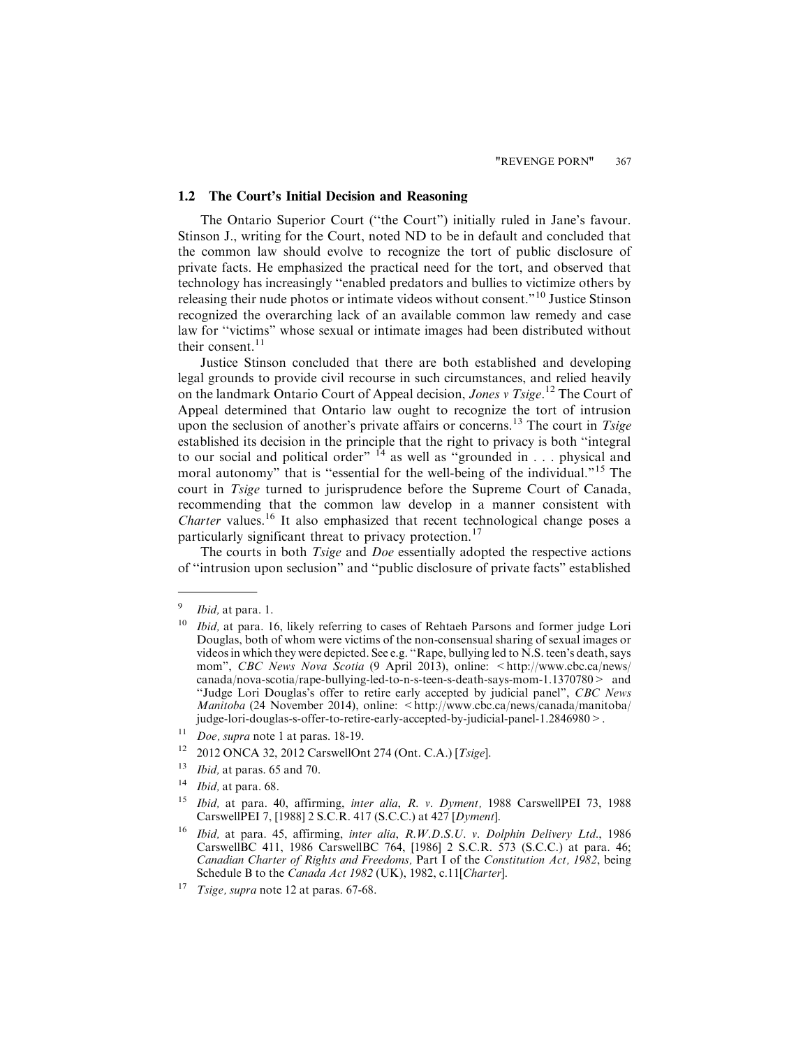## 1.2 The Court's Initial Decision and Reasoning

The Ontario Superior Court ("the Court") initially ruled in Jane's favour. Stinson J., writing for the Court, noted ND to be in default and concluded that the common law should evolve to recognize the tort of public disclosure of private facts. He emphasized the practical need for the tort, and observed that technology has increasingly "enabled predators and bullies to victimize others by releasing their nude photos or intimate videos without consent."[10] Justice Stinson recognized the overarching lack of an available common law remedy and case law for "victims" whose sexual or intimate images had been distributed without their consent.[11]

Justice Stinson concluded that there are both established and developing legal grounds to provide civil recourse in such circumstances, and relied heavily on the landmark Ontario Court of Appeal decision, *Jones v Tsige*.[12] The Court of Appeal determined that Ontario law ought to recognize the tort of intrusion upon the seclusion of another's private affairs or concerns.[13] The court in *Tsige* established its decision in the principle that the right to privacy is both "integral to our social and political order" [14] as well as "grounded in . . . physical and moral autonomy" that is "essential for the well-being of the individual."[15] The court in *Tsige* turned to jurisprudence before the Supreme Court of Canada, recommending that the common law develop in a manner consistent with *Charter* values.[16] It also emphasized that recent technological change poses a particularly significant threat to privacy protection.[17]

The courts in both *Tsige* and *Doe* essentially adopted the respective actions of "intrusion upon seclusion" and "public disclosure of private facts" established

---

9 *Ibid,* at para. 1.

10 *Ibid,* at para. 16, likely referring to cases of Rehtaeh Parsons and former judge Lori Douglas, both of whom were victims of the non-consensual sharing of sexual images or videos in which they were depicted. See e.g. "Rape, bullying led to N.S. teen's death, says mom", *CBC News Nova Scotia* (9 April 2013), online: <http://www.cbc.ca/news/canada/nova-scotia/rape-bullying-led-to-n-s-teen-s-death-says-mom-1.1370780> and "Judge Lori Douglas's offer to retire early accepted by judicial panel", *CBC News Manitoba* (24 November 2014), online: <http://www.cbc.ca/news/canada/manitoba/judge-lori-douglas-s-offer-to-retire-early-accepted-by-judicial-panel-1.2846980>.

11 *Doe, supra* note 1 at paras. 18-19.

12 2012 ONCA 32, 2012 CarswellOnt 274 (Ont. C.A.) [*Tsige*].

13 *Ibid,* at paras. 65 and 70.

14 *Ibid,* at para. 68.

15 *Ibid,* at para. 40, affirming, *inter alia*, *R. v. Dyment,* 1988 CarswellPEI 73, 1988 CarswellPEI 7, [1988] 2 S.C.R. 417 (S.C.C.) at 427 [*Dyment*].

16 *Ibid,* at para. 45, affirming, *inter alia*, *R.W.D.S.U. v. Dolphin Delivery Ltd.*, 1986 CarswellBC 411, 1986 CarswellBC 764, [1986] 2 S.C.R. 573 (S.C.C.) at para. 46; *Canadian Charter of Rights and Freedoms,* Part I of the *Constitution Act, 1982*, being Schedule B to the *Canada Act 1982* (UK), 1982, c.11[*Charter*].

17 *Tsige, supra* note 12 at paras. 67-68.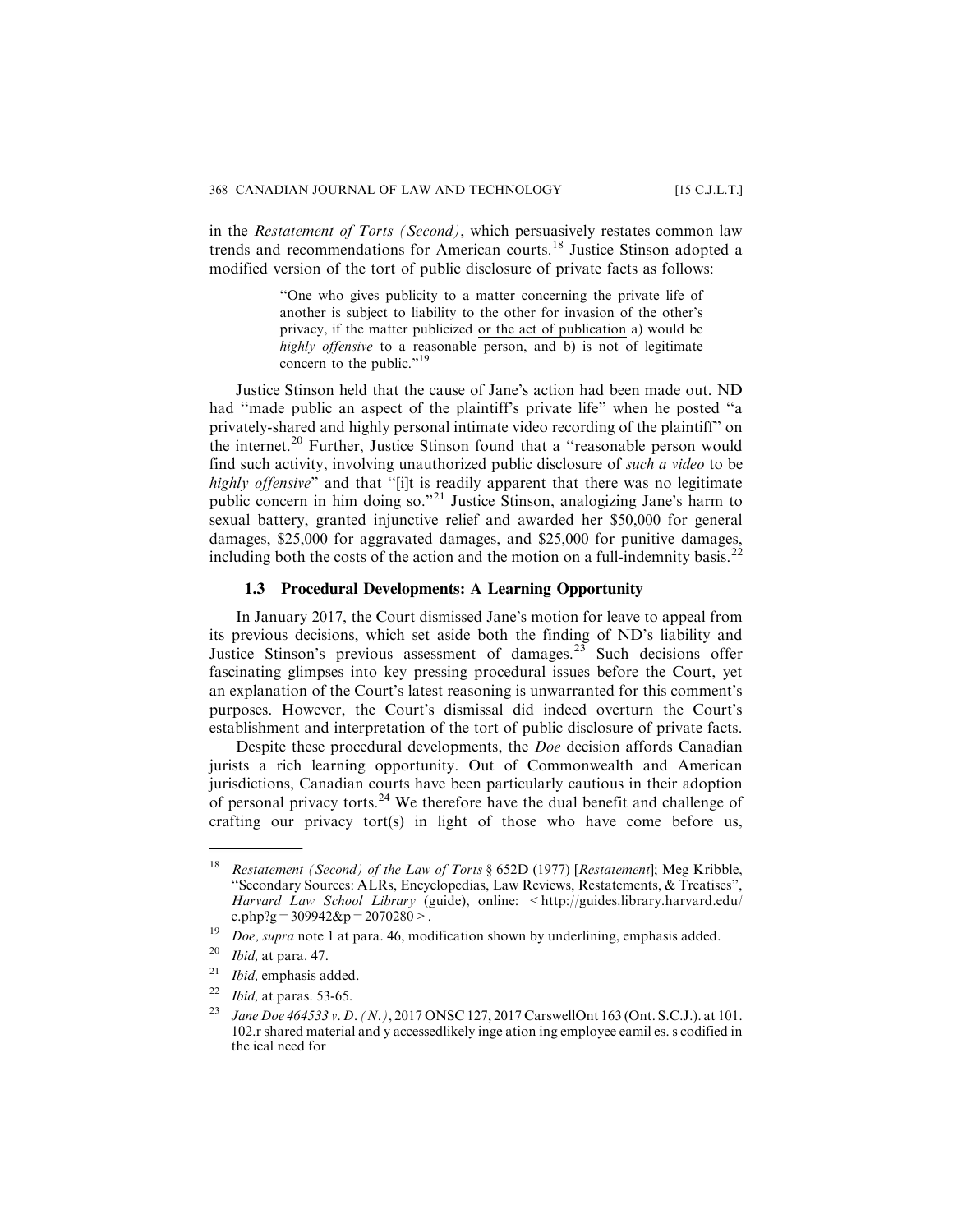in the *Restatement of Torts (Second)*, which persuasively restates common law trends and recommendations for American courts.[18] Justice Stinson adopted a modified version of the tort of public disclosure of private facts as follows:

> "One who gives publicity to a matter concerning the private life of another is subject to liability to the other for invasion of the other's privacy, if the matter publicized <u>or the act of publication</u> a) would be *highly offensive* to a reasonable person, and b) is not of legitimate concern to the public."[19]

Justice Stinson held that the cause of Jane's action had been made out. ND had "made public an aspect of the plaintiff's private life" when he posted "a privately-shared and highly personal intimate video recording of the plaintiff" on the internet.[20] Further, Justice Stinson found that a "reasonable person would find such activity, involving unauthorized public disclosure of *such a video* to be *highly offensive*" and that "[i]t is readily apparent that there was no legitimate public concern in him doing so."[21] Justice Stinson, analogizing Jane's harm to sexual battery, granted injunctive relief and awarded her $50,000 for general damages, $25,000 for aggravated damages, and $25,000 for punitive damages, including both the costs of the action and the motion on a full-indemnity basis.[22]

### 1.3 Procedural Developments: A Learning Opportunity

In January 2017, the Court dismissed Jane's motion for leave to appeal from its previous decisions, which set aside both the finding of ND's liability and Justice Stinson's previous assessment of damages.[23] Such decisions offer fascinating glimpses into key pressing procedural issues before the Court, yet an explanation of the Court's latest reasoning is unwarranted for this comment's purposes. However, the Court's dismissal did indeed overturn the Court's establishment and interpretation of the tort of public disclosure of private facts.

Despite these procedural developments, the *Doe* decision affords Canadian jurists a rich learning opportunity. Out of Commonwealth and American jurisdictions, Canadian courts have been particularly cautious in their adoption of personal privacy torts.[24] We therefore have the dual benefit and challenge of crafting our privacy tort(s) in light of those who have come before us,

---

18 *Restatement (Second) of the Law of Torts* § 652D (1977) [*Restatement*]; Meg Kribble, "Secondary Sources: ALRs, Encyclopedias, Law Reviews, Restatements, & Treatises", *Harvard Law School Library* (guide), online: <http://guides.library.harvard.edu/c.php?g=309942&p=2070280>.

19 *Doe, supra* note 1 at para. 46, modification shown by underlining, emphasis added.

20 *Ibid,* at para. 47.

21 *Ibid,* emphasis added.

22 *Ibid,* at paras. 53-65.

23 *Jane Doe 464533 v. D. (N.)*, 2017 ONSC 127, 2017 CarswellOnt 163 (Ont. S.C.J.). at 101. 102.r shared material and y accessedlikely inge ation ing employee eamil es. s codified in the ical need for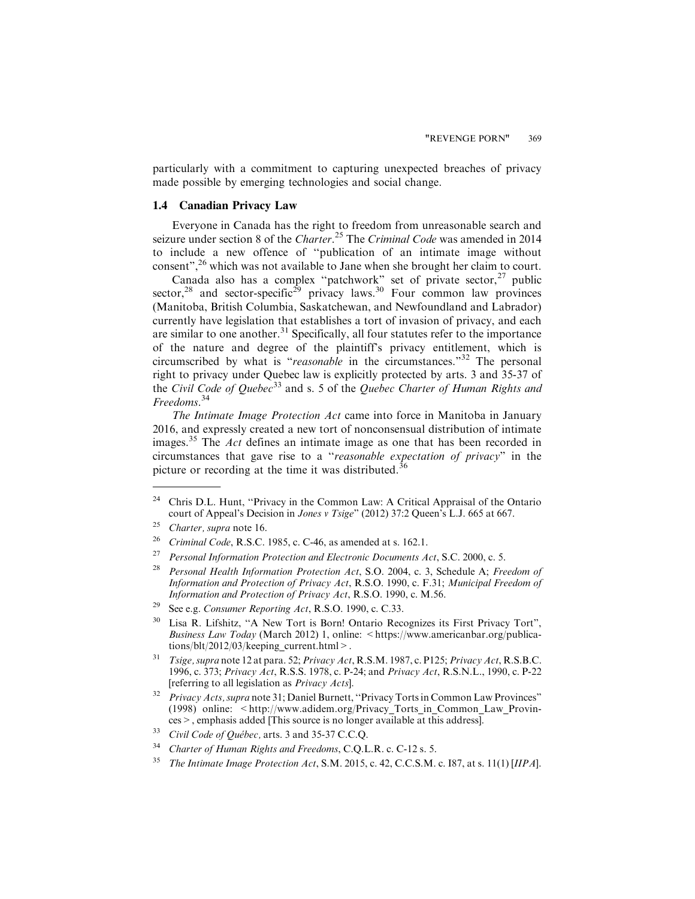particularly with a commitment to capturing unexpected breaches of privacy made possible by emerging technologies and social change.

### 1.4 Canadian Privacy Law

Everyone in Canada has the right to freedom from unreasonable search and seizure under section 8 of the *Charter*.[25] The *Criminal Code* was amended in 2014 to include a new offence of "publication of an intimate image without consent",[26] which was not available to Jane when she brought her claim to court.

Canada also has a complex "patchwork" set of private sector,[27] public sector,[28] and sector-specific[29] privacy laws.[30] Four common law provinces (Manitoba, British Columbia, Saskatchewan, and Newfoundland and Labrador) currently have legislation that establishes a tort of invasion of privacy, and each are similar to one another.[31] Specifically, all four statutes refer to the importance of the nature and degree of the plaintiff's privacy entitlement, which is circumscribed by what is "*reasonable* in the circumstances."[32] The personal right to privacy under Quebec law is explicitly protected by arts. 3 and 35-37 of the *Civil Code of Quebec*[33] and s. 5 of the *Quebec Charter of Human Rights and Freedoms*.[34]

*The Intimate Image Protection Act* came into force in Manitoba in January 2016, and expressly created a new tort of nonconsensual distribution of intimate images.[35] The *Act* defines an intimate image as one that has been recorded in circumstances that gave rise to a "*reasonable expectation of privacy*" in the picture or recording at the time it was distributed.[36]

---

[24] Chris D.L. Hunt, "Privacy in the Common Law: A Critical Appraisal of the Ontario court of Appeal's Decision in *Jones v Tsige*" (2012) 37:2 Queen's L.J. 665 at 667.

[25] *Charter, supra* note 16.

[26] *Criminal Code*, R.S.C. 1985, c. C-46, as amended at s. 162.1.

[27] *Personal Information Protection and Electronic Documents Act*, S.C. 2000, c. 5.

[28] *Personal Health Information Protection Act*, S.O. 2004, c. 3, Schedule A; *Freedom of Information and Protection of Privacy Act*, R.S.O. 1990, c. F.31; *Municipal Freedom of Information and Protection of Privacy Act*, R.S.O. 1990, c. M.56.

[29] See e.g. *Consumer Reporting Act*, R.S.O. 1990, c. C.33.

[30] Lisa R. Lifshitz, "A New Tort is Born! Ontario Recognizes its First Privacy Tort", *Business Law Today* (March 2012) 1, online: <https://www.americanbar.org/publications/blt/2012/03/keeping_current.html>.

[31] *Tsige, supra* note 12 at para. 52; *Privacy Act*, R.S.M. 1987, c. P125; *Privacy Act*, R.S.B.C. 1996, c. 373; *Privacy Act*, R.S.S. 1978, c. P-24; and *Privacy Act*, R.S.N.L., 1990, c. P-22 [referring to all legislation as *Privacy Acts*].

[32] *Privacy Acts, supra* note 31; Daniel Burnett, "Privacy Torts in Common Law Provinces" (1998) online: <http://www.adidem.org/Privacy_Torts_in_Common_Law_Provinces>, emphasis added [This source is no longer available at this address].

[33] *Civil Code of Québec*, arts. 3 and 35-37 C.C.Q.

[34] *Charter of Human Rights and Freedoms*, C.Q.L.R. c. C-12 s. 5.

[35] *The Intimate Image Protection Act*, S.M. 2015, c. 42, C.C.S.M. c. I87, at s. 11(1) [*IIPA*].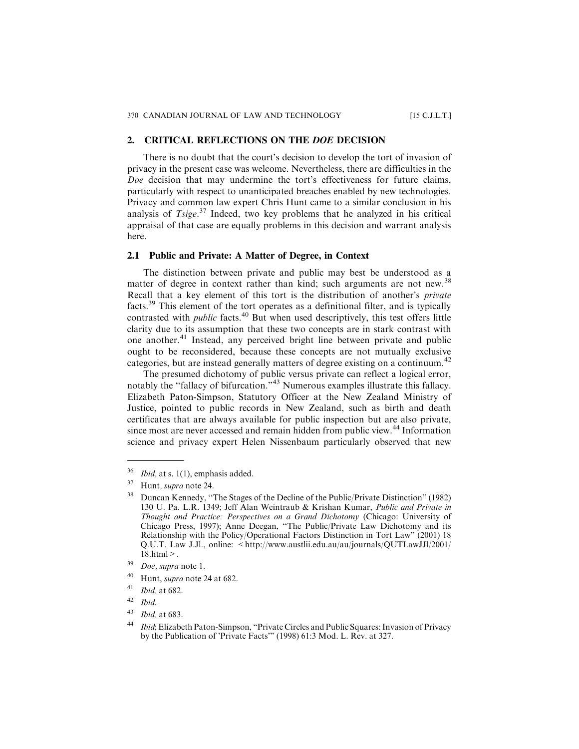## 2. CRITICAL REFLECTIONS ON THE *DOE* DECISION

There is no doubt that the court's decision to develop the tort of invasion of privacy in the present case was welcome. Nevertheless, there are difficulties in the *Doe* decision that may undermine the tort's effectiveness for future claims, particularly with respect to unanticipated breaches enabled by new technologies. Privacy and common law expert Chris Hunt came to a similar conclusion in his analysis of *Tsige*.[37] Indeed, two key problems that he analyzed in his critical appraisal of that case are equally problems in this decision and warrant analysis here.

### 2.1 Public and Private: A Matter of Degree, in Context

The distinction between private and public may best be understood as a matter of degree in context rather than kind; such arguments are not new.[38] Recall that a key element of this tort is the distribution of another's *private* facts.[39] This element of the tort operates as a definitional filter, and is typically contrasted with *public* facts.[40] But when used descriptively, this test offers little clarity due to its assumption that these two concepts are in stark contrast with one another.[41] Instead, any perceived bright line between private and public ought to be reconsidered, because these concepts are not mutually exclusive categories, but are instead generally matters of degree existing on a continuum.[42]

The presumed dichotomy of public versus private can reflect a logical error, notably the "fallacy of bifurcation."[43] Numerous examples illustrate this fallacy. Elizabeth Paton-Simpson, Statutory Officer at the New Zealand Ministry of Justice, pointed to public records in New Zealand, such as birth and death certificates that are always available for public inspection but are also private, since most are never accessed and remain hidden from public view.[44] Information science and privacy expert Helen Nissenbaum particularly observed that new

---

[36] *Ibid,* at s. 1(1), emphasis added.

[37] Hunt*, supra* note 24.

[38] Duncan Kennedy, "The Stages of the Decline of the Public/Private Distinction" (1982) 130 U. Pa. L.R. 1349; Jeff Alan Weintraub & Krishan Kumar, *Public and Private in Thought and Practice: Perspectives on a Grand Dichotomy* (Chicago: University of Chicago Press, 1997); Anne Deegan, "The Public/Private Law Dichotomy and its Relationship with the Policy/Operational Factors Distinction in Tort Law" (2001) 18 Q.U.T. Law J.Jl., online: <http://www.austlii.edu.au/au/journals/QUTLawJJl/2001/18.html>.

[39] *Doe, supra* note 1.

[40] Hunt, *supra* note 24 at 682.

[41] *Ibid,* at 682.

[42] *Ibid.*

[43] *Ibid,* at 683.

[44] *Ibid*; Elizabeth Paton-Simpson, "Private Circles and Public Squares: Invasion of Privacy by the Publication of 'Private Facts'" (1998) 61:3 Mod. L. Rev. at 327.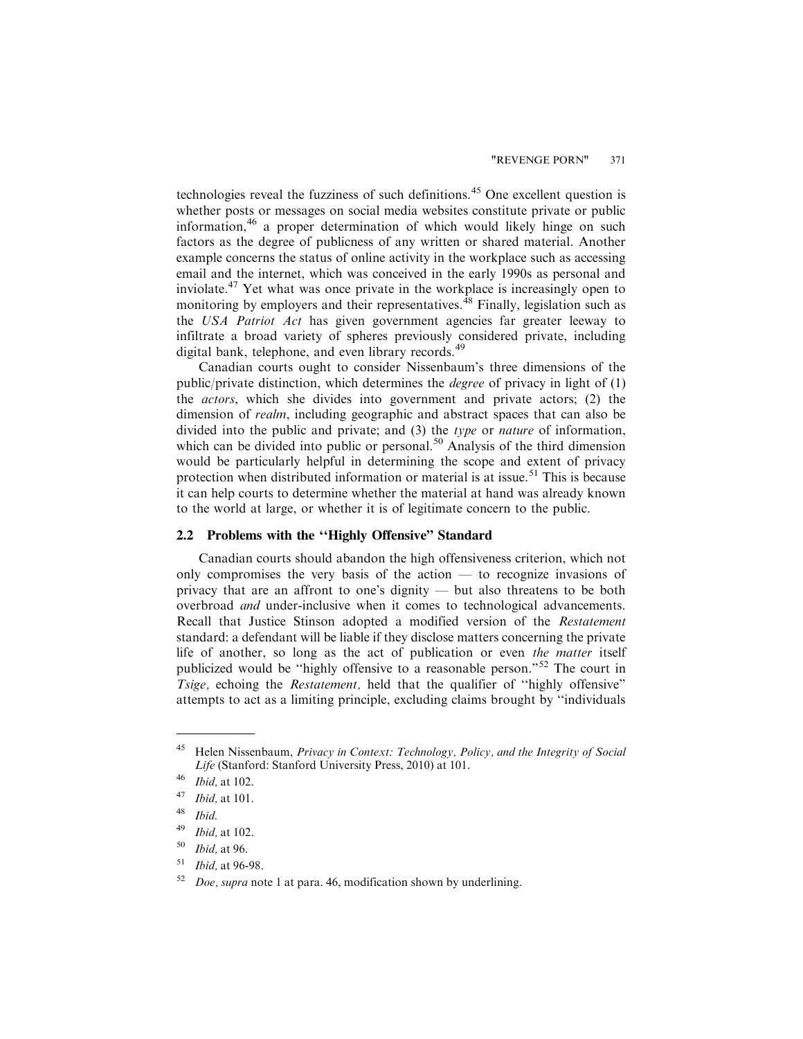technologies reveal the fuzziness of such definitions.[45] One excellent question is whether posts or messages on social media websites constitute private or public information,[46] a proper determination of which would likely hinge on such factors as the degree of publicness of any written or shared material. Another example concerns the status of online activity in the workplace such as accessing email and the internet, which was conceived in the early 1990s as personal and inviolate.[47] Yet what was once private in the workplace is increasingly open to monitoring by employers and their representatives.[48] Finally, legislation such as the *USA Patriot Act* has given government agencies far greater leeway to infiltrate a broad variety of spheres previously considered private, including digital bank, telephone, and even library records.[49]

Canadian courts ought to consider Nissenbaum's three dimensions of the public/private distinction, which determines the *degree* of privacy in light of (1) the *actors*, which she divides into government and private actors; (2) the dimension of *realm*, including geographic and abstract spaces that can also be divided into the public and private; and (3) the *type* or *nature* of information, which can be divided into public or personal.[50] Analysis of the third dimension would be particularly helpful in determining the scope and extent of privacy protection when distributed information or material is at issue.[51] This is because it can help courts to determine whether the material at hand was already known to the world at large, or whether it is of legitimate concern to the public.

### 2.2 Problems with the "Highly Offensive" Standard

Canadian courts should abandon the high offensiveness criterion, which not only compromises the very basis of the action — to recognize invasions of privacy that are an affront to one's dignity — but also threatens to be both overbroad *and* under-inclusive when it comes to technological advancements. Recall that Justice Stinson adopted a modified version of the *Restatement* standard: a defendant will be liable if they disclose matters concerning the private life of another, so long as the act of publication or even *the matter* itself publicized would be "highly offensive to a reasonable person."[52] The court in *Tsige,* echoing the *Restatement,* held that the qualifier of "highly offensive" attempts to act as a limiting principle, excluding claims brought by "individuals

---

[45] Helen Nissenbaum, *Privacy in Context: Technology, Policy, and the Integrity of Social Life* (Stanford: Stanford University Press, 2010) at 101.

[46] *Ibid,* at 102.

[47] *Ibid,* at 101.

[48] *Ibid.*

[49] *Ibid,* at 102.

[50] *Ibid,* at 96.

[51] *Ibid,* at 96-98.

[52] *Doe, supra* note 1 at para. 46, modification shown by underlining.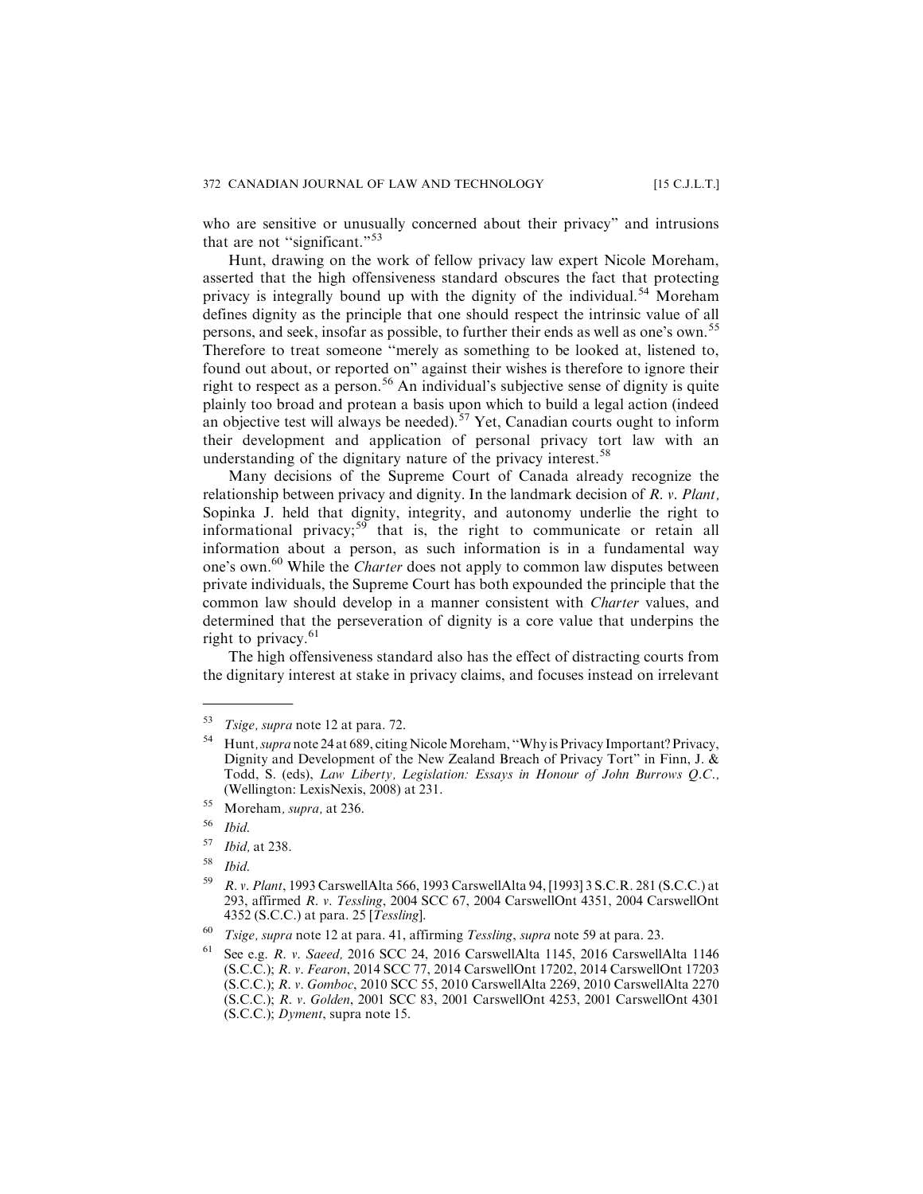who are sensitive or unusually concerned about their privacy" and intrusions that are not "significant."[53]

Hunt, drawing on the work of fellow privacy law expert Nicole Moreham, asserted that the high offensiveness standard obscures the fact that protecting privacy is integrally bound up with the dignity of the individual.[54] Moreham defines dignity as the principle that one should respect the intrinsic value of all persons, and seek, insofar as possible, to further their ends as well as one's own.[55] Therefore to treat someone "merely as something to be looked at, listened to, found out about, or reported on" against their wishes is therefore to ignore their right to respect as a person.[56] An individual's subjective sense of dignity is quite plainly too broad and protean a basis upon which to build a legal action (indeed an objective test will always be needed).[57] Yet, Canadian courts ought to inform their development and application of personal privacy tort law with an understanding of the dignitary nature of the privacy interest.[58]

Many decisions of the Supreme Court of Canada already recognize the relationship between privacy and dignity. In the landmark decision of *R. v. Plant,* Sopinka J. held that dignity, integrity, and autonomy underlie the right to informational privacy;[59] that is, the right to communicate or retain all information about a person, as such information is in a fundamental way one's own.[60] While the *Charter* does not apply to common law disputes between private individuals, the Supreme Court has both expounded the principle that the common law should develop in a manner consistent with *Charter* values, and determined that the perseveration of dignity is a core value that underpins the right to privacy.[61]

The high offensiveness standard also has the effect of distracting courts from the dignitary interest at stake in privacy claims, and focuses instead on irrelevant

---

[53] *Tsige, supra* note 12 at para. 72.

[54] Hunt, *supra* note 24 at 689, citing Nicole Moreham, "Why is Privacy Important? Privacy, Dignity and Development of the New Zealand Breach of Privacy Tort" in Finn, J. & Todd, S. (eds), *Law Liberty, Legislation: Essays in Honour of John Burrows Q.C.,* (Wellington: LexisNexis, 2008) at 231.

[55] Moreham, *supra,* at 236.

[56] *Ibid.*

[57] *Ibid,* at 238.

[58] *Ibid.*

[59] *R. v. Plant*, 1993 CarswellAlta 566, 1993 CarswellAlta 94, [1993] 3 S.C.R. 281 (S.C.C.) at 293, affirmed *R. v. Tessling*, 2004 SCC 67, 2004 CarswellOnt 4351, 2004 CarswellOnt 4352 (S.C.C.) at para. 25 [*Tessling*].

[60] *Tsige, supra* note 12 at para. 41, affirming *Tessling*, *supra* note 59 at para. 23.

[61] See e.g. *R. v. Saeed,* 2016 SCC 24, 2016 CarswellAlta 1145, 2016 CarswellAlta 1146 (S.C.C.); *R. v. Fearon*, 2014 SCC 77, 2014 CarswellOnt 17202, 2014 CarswellOnt 17203 (S.C.C.); *R. v. Gomboc*, 2010 SCC 55, 2010 CarswellAlta 2269, 2010 CarswellAlta 2270 (S.C.C.); *R. v. Golden*, 2001 SCC 83, 2001 CarswellOnt 4253, 2001 CarswellOnt 4301 (S.C.C.); *Dyment*, supra note 15.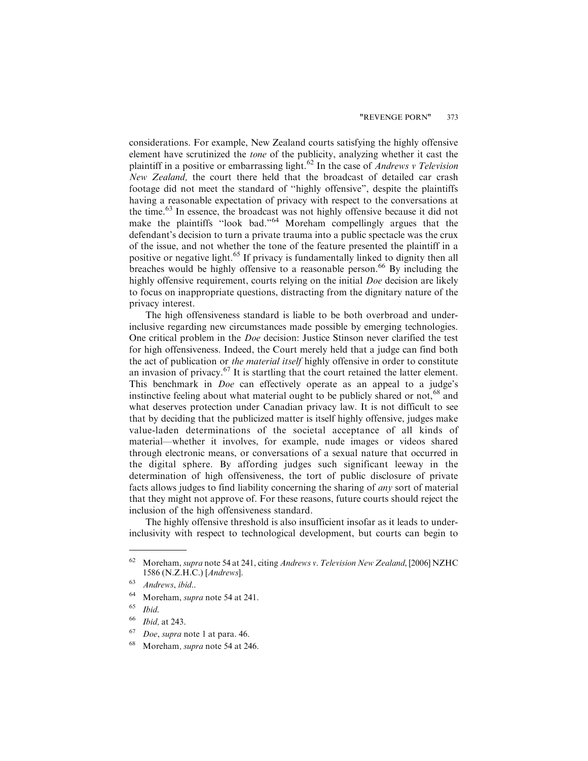considerations. For example, New Zealand courts satisfying the highly offensive element have scrutinized the *tone* of the publicity, analyzing whether it cast the plaintiff in a positive or embarrassing light.[62] In the case of *Andrews v Television New Zealand,* the court there held that the broadcast of detailed car crash footage did not meet the standard of "highly offensive", despite the plaintiffs having a reasonable expectation of privacy with respect to the conversations at the time.[63] In essence, the broadcast was not highly offensive because it did not make the plaintiffs "look bad."[64] Moreham compellingly argues that the defendant's decision to turn a private trauma into a public spectacle was the crux of the issue, and not whether the tone of the feature presented the plaintiff in a positive or negative light.[65] If privacy is fundamentally linked to dignity then all breaches would be highly offensive to a reasonable person.[66] By including the highly offensive requirement, courts relying on the initial *Doe* decision are likely to focus on inappropriate questions, distracting from the dignitary nature of the privacy interest.

The high offensiveness standard is liable to be both overbroad and under-inclusive regarding new circumstances made possible by emerging technologies. One critical problem in the *Doe* decision: Justice Stinson never clarified the test for high offensiveness. Indeed, the Court merely held that a judge can find both the act of publication or *the material itself* highly offensive in order to constitute an invasion of privacy.[67] It is startling that the court retained the latter element. This benchmark in *Doe* can effectively operate as an appeal to a judge's instinctive feeling about what material ought to be publicly shared or not,[68] and what deserves protection under Canadian privacy law. It is not difficult to see that by deciding that the publicized matter is itself highly offensive, judges make value-laden determinations of the societal acceptance of all kinds of material—whether it involves, for example, nude images or videos shared through electronic means, or conversations of a sexual nature that occurred in the digital sphere. By affording judges such significant leeway in the determination of high offensiveness, the tort of public disclosure of private facts allows judges to find liability concerning the sharing of *any* sort of material that they might not approve of. For these reasons, future courts should reject the inclusion of the high offensiveness standard.

The highly offensive threshold is also insufficient insofar as it leads to under-inclusivity with respect to technological development, but courts can begin to

---

[62] Moreham, *supra* note 54 at 241, citing *Andrews v. Television New Zealand*, [2006] NZHC 1586 (N.Z.H.C.) [*Andrews*].

[63] *Andrews*, *ibid*..

[64] Moreham, *supra* note 54 at 241.

[65] *Ibid.*

[66] *Ibid,* at 243.

[67] *Doe*, *supra* note 1 at para. 46.

[68] Moreham*, supra* note 54 at 246.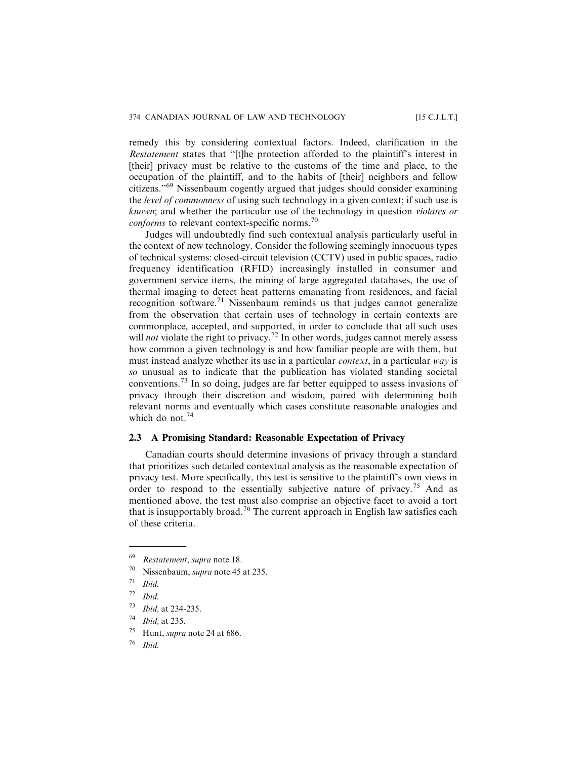remedy this by considering contextual factors. Indeed, clarification in the *Restatement* states that "[t]he protection afforded to the plaintiff's interest in [their] privacy must be relative to the customs of the time and place, to the occupation of the plaintiff, and to the habits of [their] neighbors and fellow citizens."[69] Nissenbaum cogently argued that judges should consider examining the *level of commonness* of using such technology in a given context; if such use is *known*; and whether the particular use of the technology in question *violates or conforms* to relevant context-specific norms.[70]

Judges will undoubtedly find such contextual analysis particularly useful in the context of new technology. Consider the following seemingly innocuous types of technical systems: closed-circuit television (CCTV) used in public spaces, radio frequency identification (RFID) increasingly installed in consumer and government service items, the mining of large aggregated databases, the use of thermal imaging to detect heat patterns emanating from residences, and facial recognition software.[71] Nissenbaum reminds us that judges cannot generalize from the observation that certain uses of technology in certain contexts are commonplace, accepted, and supported, in order to conclude that all such uses will *not* violate the right to privacy.[72] In other words, judges cannot merely assess how common a given technology is and how familiar people are with them, but must instead analyze whether its use in a particular *context*, in a particular *way* is *so* unusual as to indicate that the publication has violated standing societal conventions.[73] In so doing, judges are far better equipped to assess invasions of privacy through their discretion and wisdom, paired with determining both relevant norms and eventually which cases constitute reasonable analogies and which do not.[74]

### 2.3 A Promising Standard: Reasonable Expectation of Privacy

Canadian courts should determine invasions of privacy through a standard that prioritizes such detailed contextual analysis as the reasonable expectation of privacy test. More specifically, this test is sensitive to the plaintiff's own views in order to respond to the essentially subjective nature of privacy.[75] And as mentioned above, the test must also comprise an objective facet to avoid a tort that is insupportably broad.[76] The current approach in English law satisfies each of these criteria.

---

[69] *Restatement*, *supra* note 18.

[70] Nissenbaum, *supra* note 45 at 235.

[71] *Ibid.*

[72] *Ibid.*

[73] *Ibid,* at 234-235.

[74] *Ibid,* at 235.

[75] Hunt, *supra* note 24 at 686.

[76] *Ibid.*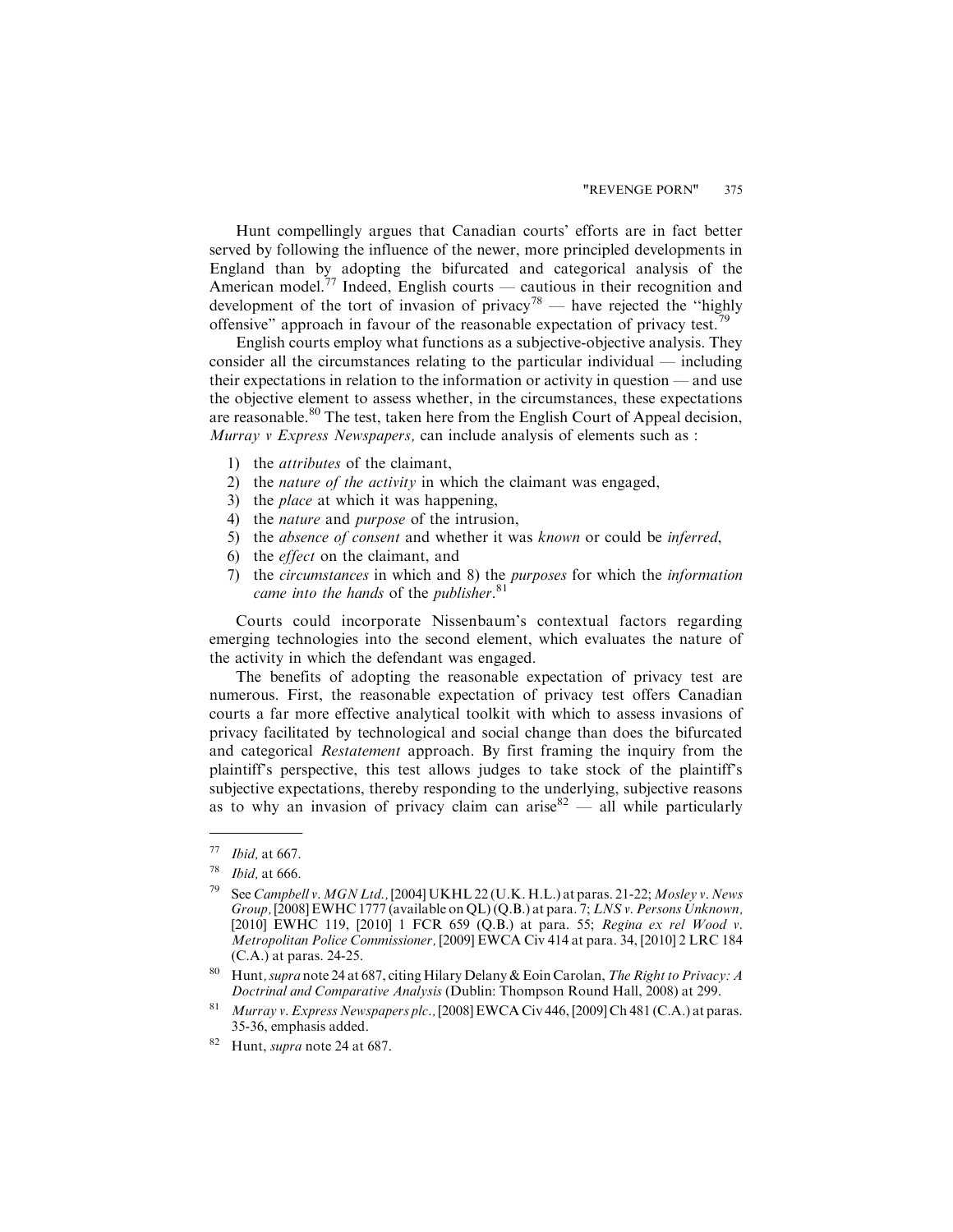Hunt compellingly argues that Canadian courts' efforts are in fact better served by following the influence of the newer, more principled developments in England than by adopting the bifurcated and categorical analysis of the American model.[77] Indeed, English courts — cautious in their recognition and development of the tort of invasion of privacy[78] — have rejected the "highly offensive" approach in favour of the reasonable expectation of privacy test.[79]

English courts employ what functions as a subjective-objective analysis. They consider all the circumstances relating to the particular individual — including their expectations in relation to the information or activity in question — and use the objective element to assess whether, in the circumstances, these expectations are reasonable.[80] The test, taken here from the English Court of Appeal decision, *Murray v Express Newspapers,* can include analysis of elements such as :

1) the *attributes* of the claimant,
2) the *nature of the activity* in which the claimant was engaged,
3) the *place* at which it was happening,
4) the *nature* and *purpose* of the intrusion,
5) the *absence of consent* and whether it was *known* or could be *inferred*,
6) the *effect* on the claimant, and
7) the *circumstances* in which and 8) the *purposes* for which the *information came into the hands* of the *publisher*.[81]

Courts could incorporate Nissenbaum's contextual factors regarding emerging technologies into the second element, which evaluates the nature of the activity in which the defendant was engaged.

The benefits of adopting the reasonable expectation of privacy test are numerous. First, the reasonable expectation of privacy test offers Canadian courts a far more effective analytical toolkit with which to assess invasions of privacy facilitated by technological and social change than does the bifurcated and categorical *Restatement* approach. By first framing the inquiry from the plaintiff's perspective, this test allows judges to take stock of the plaintiff's subjective expectations, thereby responding to the underlying, subjective reasons as to why an invasion of privacy claim can arise[82] — all while particularly

---

[77] *Ibid,* at 667.

[78] *Ibid,* at 666.

[79] See *Campbell v. MGN Ltd.,* [2004] UKHL 22 (U.K. H.L.) at paras. 21-22; *Mosley v. News Group,* [2008] EWHC 1777 (available on QL) (Q.B.) at para. 7; *LNS v. Persons Unknown,* [2010] EWHC 119, [2010] 1 FCR 659 (Q.B.) at para. 55; *Regina ex rel Wood v. Metropolitan Police Commissioner,* [2009] EWCA Civ 414 at para. 34, [2010] 2 LRC 184 (C.A.) at paras. 24-25.

[80] Hunt*, supra* note 24 at 687, citing Hilary Delany & Eoin Carolan, *The Right to Privacy: A Doctrinal and Comparative Analysis* (Dublin: Thompson Round Hall, 2008) at 299.

[81] *Murray v. Express Newspapers plc.,* [2008] EWCA Civ 446, [2009] Ch 481 (C.A.) at paras. 35-36, emphasis added.

[82] Hunt, *supra* note 24 at 687.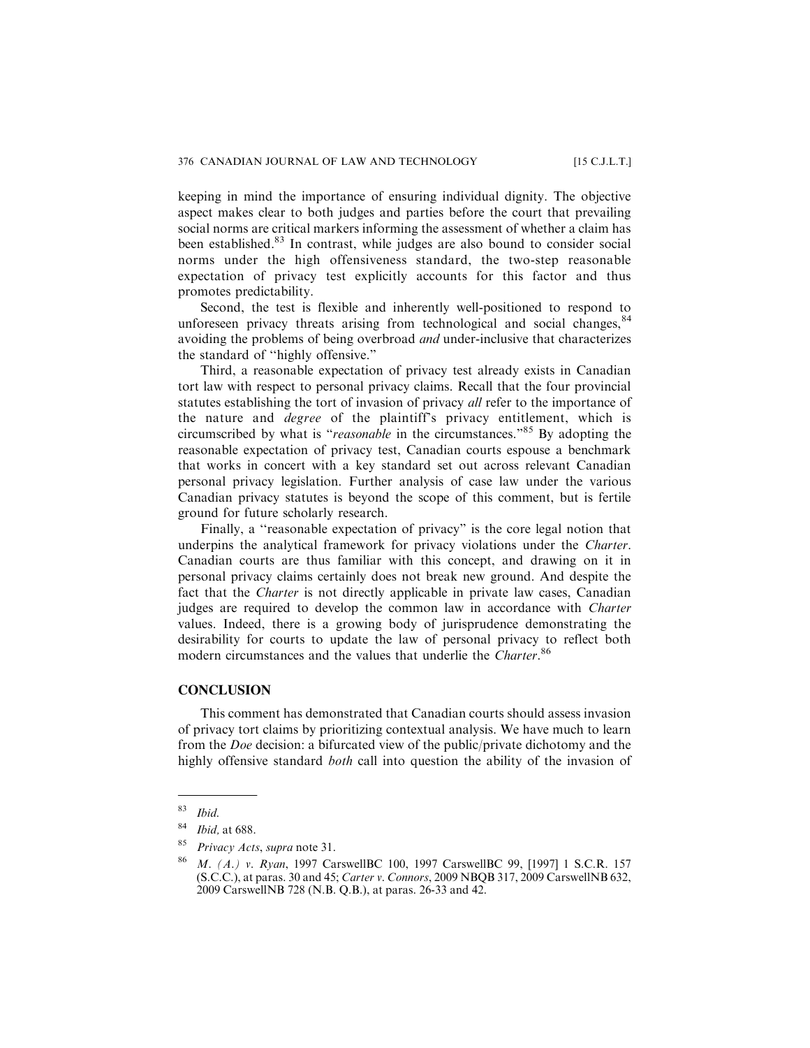keeping in mind the importance of ensuring individual dignity. The objective aspect makes clear to both judges and parties before the court that prevailing social norms are critical markers informing the assessment of whether a claim has been established.[83] In contrast, while judges are also bound to consider social norms under the high offensiveness standard, the two-step reasonable expectation of privacy test explicitly accounts for this factor and thus promotes predictability.

Second, the test is flexible and inherently well-positioned to respond to unforeseen privacy threats arising from technological and social changes,[84] avoiding the problems of being overbroad *and* under-inclusive that characterizes the standard of "highly offensive."

Third, a reasonable expectation of privacy test already exists in Canadian tort law with respect to personal privacy claims. Recall that the four provincial statutes establishing the tort of invasion of privacy *all* refer to the importance of the nature and *degree* of the plaintiff's privacy entitlement, which is circumscribed by what is "*reasonable* in the circumstances."[85] By adopting the reasonable expectation of privacy test, Canadian courts espouse a benchmark that works in concert with a key standard set out across relevant Canadian personal privacy legislation. Further analysis of case law under the various Canadian privacy statutes is beyond the scope of this comment, but is fertile ground for future scholarly research.

Finally, a "reasonable expectation of privacy" is the core legal notion that underpins the analytical framework for privacy violations under the *Charter*. Canadian courts are thus familiar with this concept, and drawing on it in personal privacy claims certainly does not break new ground. And despite the fact that the *Charter* is not directly applicable in private law cases, Canadian judges are required to develop the common law in accordance with *Charter* values. Indeed, there is a growing body of jurisprudence demonstrating the desirability for courts to update the law of personal privacy to reflect both modern circumstances and the values that underlie the *Charter*.[86]

## CONCLUSION

This comment has demonstrated that Canadian courts should assess invasion of privacy tort claims by prioritizing contextual analysis. We have much to learn from the *Doe* decision: a bifurcated view of the public/private dichotomy and the highly offensive standard *both* call into question the ability of the invasion of

---

[83] *Ibid.*

[84] *Ibid,* at 688.

[85] *Privacy Acts*, *supra* note 31.

[86] *M. (A.) v. Ryan*, 1997 CarswellBC 100, 1997 CarswellBC 99, [1997] 1 S.C.R. 157 (S.C.C.), at paras. 30 and 45; *Carter v. Connors*, 2009 NBQB 317, 2009 CarswellNB 632, 2009 CarswellNB 728 (N.B. Q.B.), at paras. 26-33 and 42.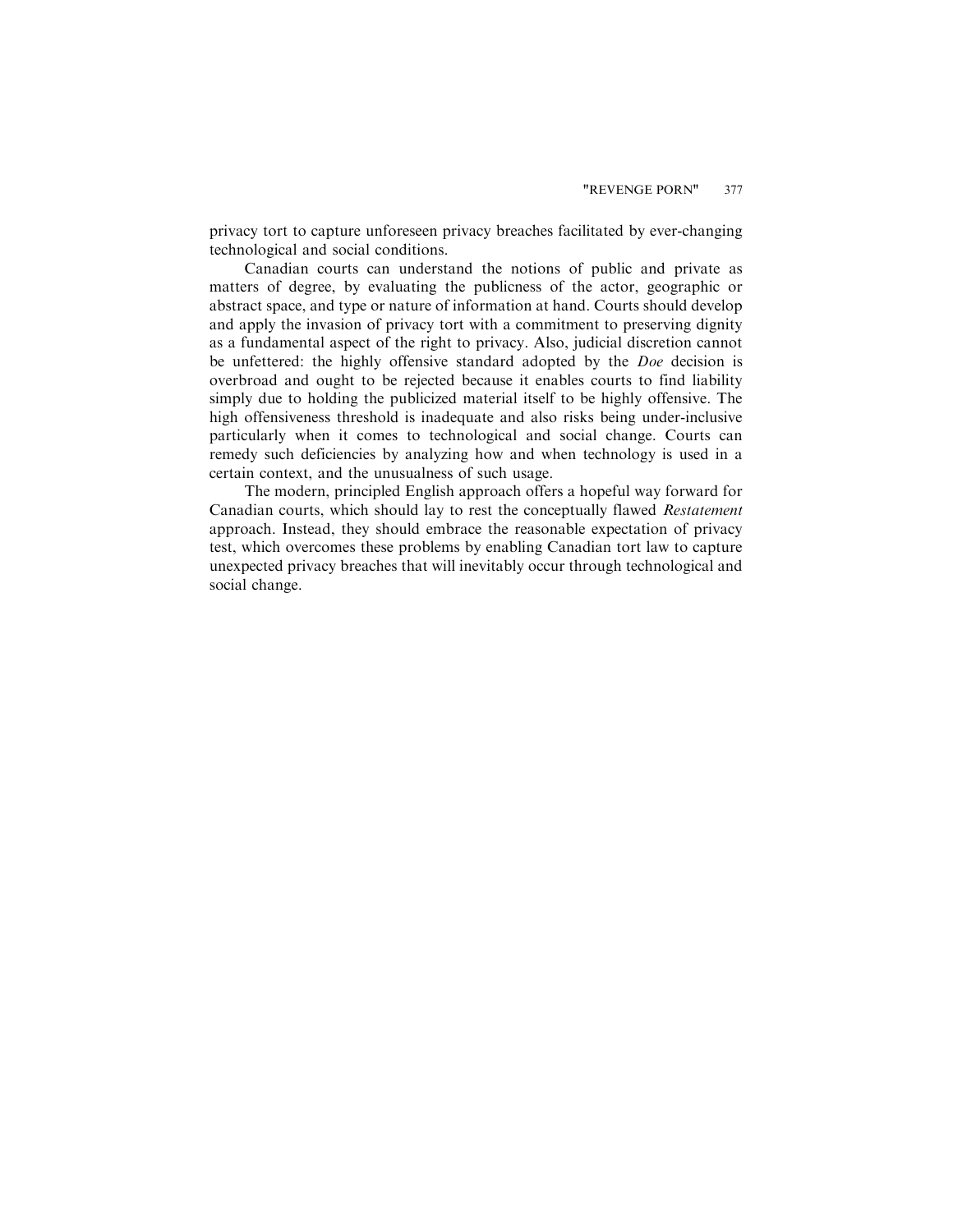privacy tort to capture unforeseen privacy breaches facilitated by ever-changing technological and social conditions.

Canadian courts can understand the notions of public and private as matters of degree, by evaluating the publicness of the actor, geographic or abstract space, and type or nature of information at hand. Courts should develop and apply the invasion of privacy tort with a commitment to preserving dignity as a fundamental aspect of the right to privacy. Also, judicial discretion cannot be unfettered: the highly offensive standard adopted by the *Doe* decision is overbroad and ought to be rejected because it enables courts to find liability simply due to holding the publicized material itself to be highly offensive. The high offensiveness threshold is inadequate and also risks being under-inclusive particularly when it comes to technological and social change. Courts can remedy such deficiencies by analyzing how and when technology is used in a certain context, and the unusualness of such usage.

The modern, principled English approach offers a hopeful way forward for Canadian courts, which should lay to rest the conceptually flawed *Restatement* approach. Instead, they should embrace the reasonable expectation of privacy test, which overcomes these problems by enabling Canadian tort law to capture unexpected privacy breaches that will inevitably occur through technological and social change.